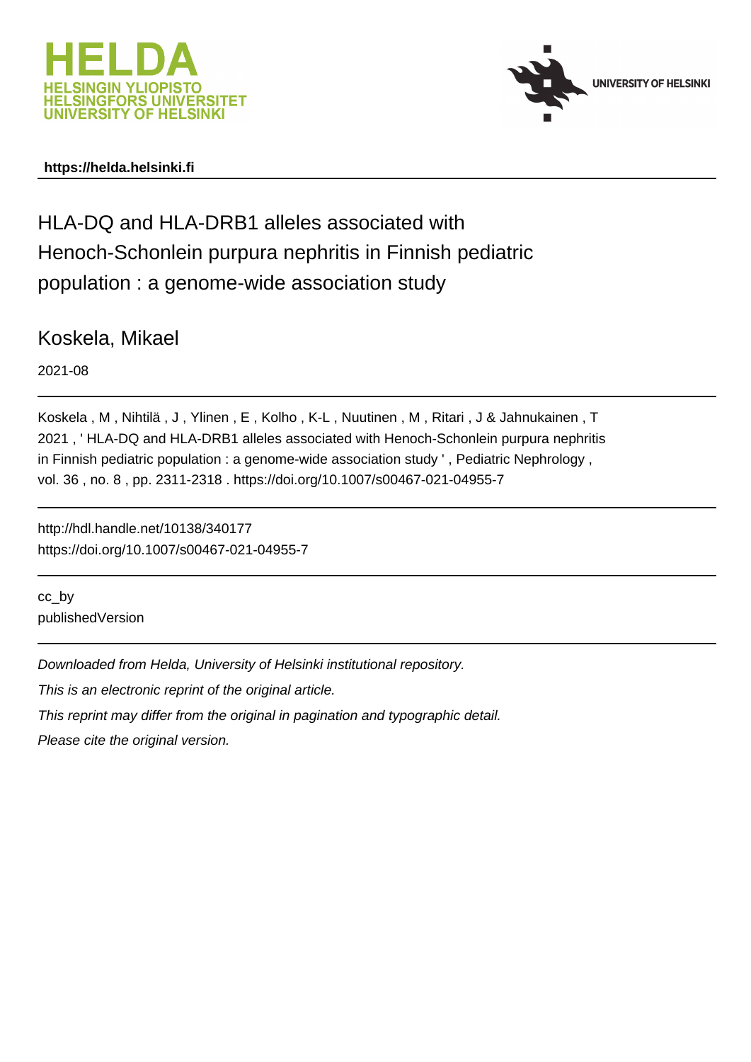https://helda.helsinki.fi

# HLA-DQ and HLA-DRB1 alleles associated with Henoch-Schonlein purpura nephritis in Finnish pediatric population : a genome-wide association study

Koskela, Mikael

2021-08

Koskela , M , Nihtilä , J , Ylinen , E , Kolho , K-L , Nuutinen , M , Ritari , J & Jahnukainen , T 2021 , ' HLA-DQ and HLA-DRB1 alleles associated with Henoch-Schonlein purpura nephritis in Finnish pediatric population : a genome-wide association study ' , Pediatric Nephrology , vol. 36 , no. 8 , pp. 2311-2318 . https://doi.org/10.1007/s00467-021-04955-7

http://hdl.handle.net/10138/340177
https://doi.org/10.1007/s00467-021-04955-7

cc_by
publishedVersion

*Downloaded from Helda, University of Helsinki institutional repository.*

*This is an electronic reprint of the original article.*

*This reprint may differ from the original in pagination and typographic detail.*

*Please cite the original version.*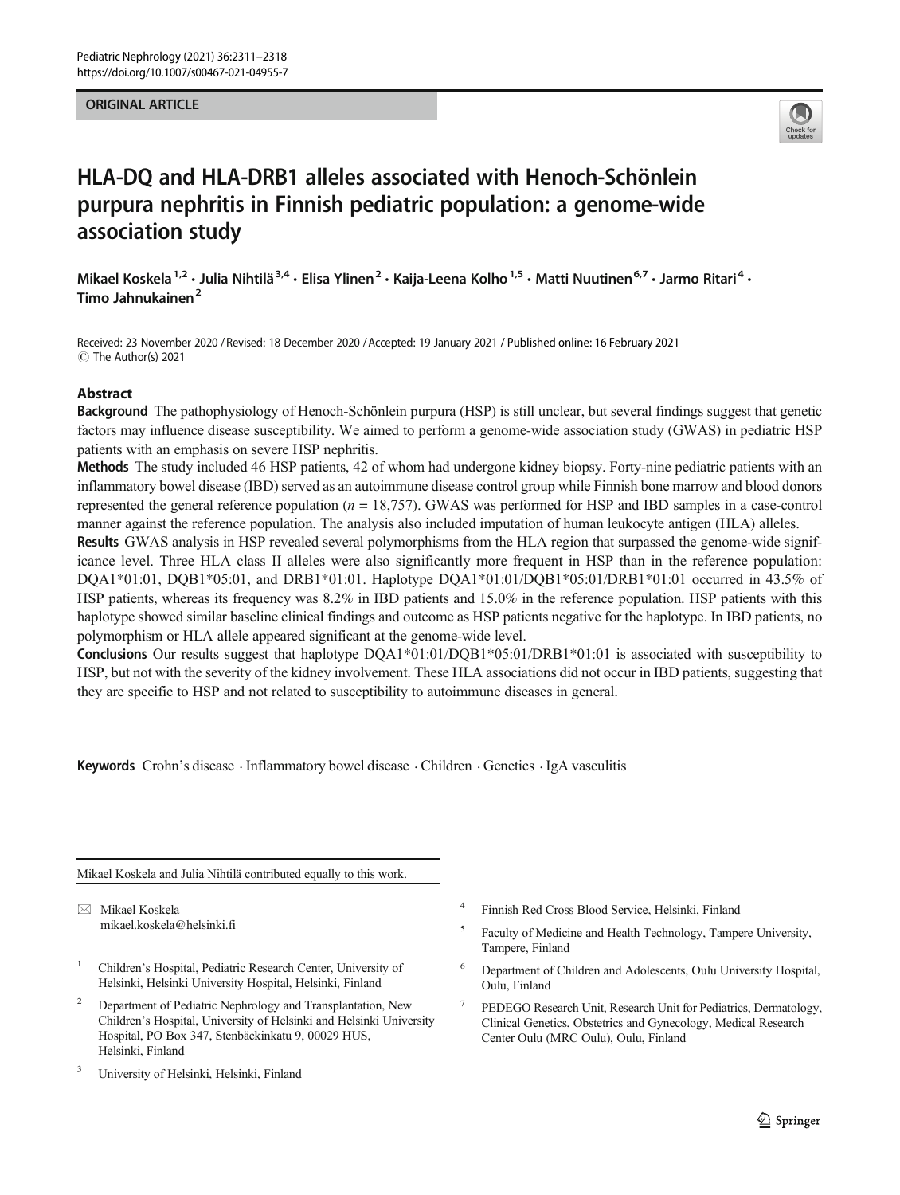## ORIGINAL ARTICLE

# HLA-DQ and HLA-DRB1 alleles associated with Henoch-Schönlein purpura nephritis in Finnish pediatric population: a genome-wide association study

Mikael Koskela[1,2] · Julia Nihtilä[3,4] · Elisa Ylinen[2] · Kaija-Leena Kolho[1,5] · Matti Nuutinen[6,7] · Jarmo Ritari[4] · Timo Jahnukainen[2]

Received: 23 November 2020 / Revised: 18 December 2020 / Accepted: 19 January 2021 / Published online: 16 February 2021
© The Author(s) 2021

## Abstract

**Background** The pathophysiology of Henoch-Schönlein purpura (HSP) is still unclear, but several findings suggest that genetic factors may influence disease susceptibility. We aimed to perform a genome-wide association study (GWAS) in pediatric HSP patients with an emphasis on severe HSP nephritis.

**Methods** The study included 46 HSP patients, 42 of whom had undergone kidney biopsy. Forty-nine pediatric patients with an inflammatory bowel disease (IBD) served as an autoimmune disease control group while Finnish bone marrow and blood donors represented the general reference population ($n = 18,757$). GWAS was performed for HSP and IBD samples in a case-control manner against the reference population. The analysis also included imputation of human leukocyte antigen (HLA) alleles.

**Results** GWAS analysis in HSP revealed several polymorphisms from the HLA region that surpassed the genome-wide significance level. Three HLA class II alleles were also significantly more frequent in HSP than in the reference population: DQA1*01:01, DQB1*05:01, and DRB1*01:01. Haplotype DQA1*01:01/DQB1*05:01/DRB1*01:01 occurred in 43.5% of HSP patients, whereas its frequency was 8.2% in IBD patients and 15.0% in the reference population. HSP patients with this haplotype showed similar baseline clinical findings and outcome as HSP patients negative for the haplotype. In IBD patients, no polymorphism or HLA allele appeared significant at the genome-wide level.

**Conclusions** Our results suggest that haplotype DQA1*01:01/DQB1*05:01/DRB1*01:01 is associated with susceptibility to HSP, but not with the severity of the kidney involvement. These HLA associations did not occur in IBD patients, suggesting that they are specific to HSP and not related to susceptibility to autoimmune diseases in general.

**Keywords** Crohn's disease · Inflammatory bowel disease · Children · Genetics · IgA vasculitis

---

Mikael Koskela and Julia Nihtilä contributed equally to this work.

✉ Mikael Koskela
mikael.koskela@helsinki.fi

1 Children's Hospital, Pediatric Research Center, University of Helsinki, Helsinki University Hospital, Helsinki, Finland

2 Department of Pediatric Nephrology and Transplantation, New Children's Hospital, University of Helsinki and Helsinki University Hospital, PO Box 347, Stenbäckinkatu 9, 00029 HUS, Helsinki, Finland

3 University of Helsinki, Helsinki, Finland

4 Finnish Red Cross Blood Service, Helsinki, Finland

5 Faculty of Medicine and Health Technology, Tampere University, Tampere, Finland

6 Department of Children and Adolescents, Oulu University Hospital, Oulu, Finland

7 PEDEGO Research Unit, Research Unit for Pediatrics, Dermatology, Clinical Genetics, Obstetrics and Gynecology, Medical Research Center Oulu (MRC Oulu), Oulu, Finland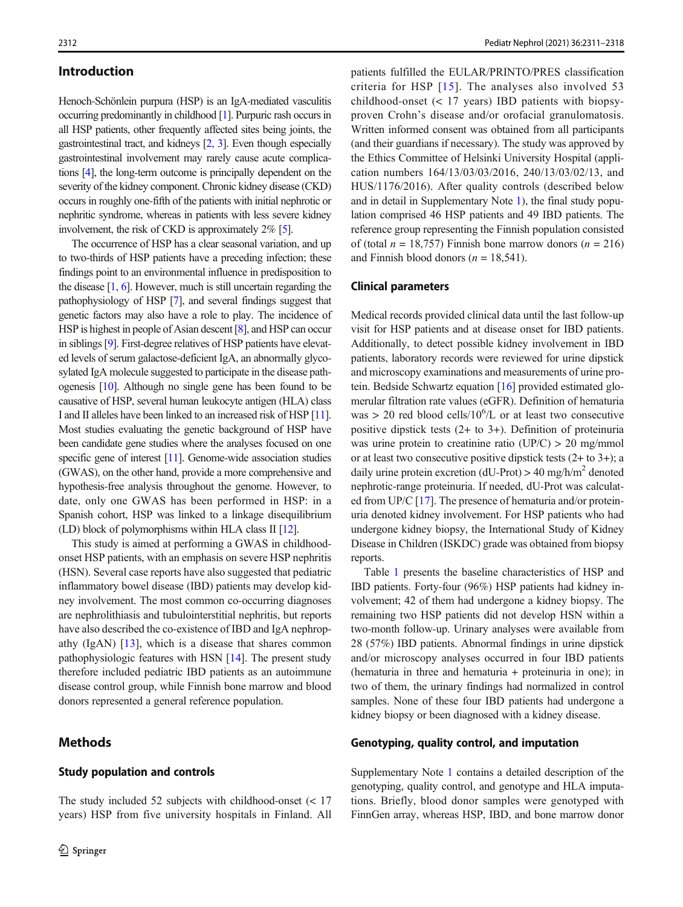## Introduction

Henoch-Schönlein purpura (HSP) is an IgA-mediated vasculitis occurring predominantly in childhood [1]. Purpuric rash occurs in all HSP patients, other frequently affected sites being joints, the gastrointestinal tract, and kidneys [2, 3]. Even though especially gastrointestinal involvement may rarely cause acute complications [4], the long-term outcome is principally dependent on the severity of the kidney component. Chronic kidney disease (CKD) occurs in roughly one-fifth of the patients with initial nephrotic or nephritic syndrome, whereas in patients with less severe kidney involvement, the risk of CKD is approximately 2% [5].

The occurrence of HSP has a clear seasonal variation, and up to two-thirds of HSP patients have a preceding infection; these findings point to an environmental influence in predisposition to the disease [1, 6]. However, much is still uncertain regarding the pathophysiology of HSP [7], and several findings suggest that genetic factors may also have a role to play. The incidence of HSP is highest in people of Asian descent [8], and HSP can occur in siblings [9]. First-degree relatives of HSP patients have elevated levels of serum galactose-deficient IgA, an abnormally glycosylated IgA molecule suggested to participate in the disease pathogenesis [10]. Although no single gene has been found to be causative of HSP, several human leukocyte antigen (HLA) class I and II alleles have been linked to an increased risk of HSP [11]. Most studies evaluating the genetic background of HSP have been candidate gene studies where the analyses focused on one specific gene of interest [11]. Genome-wide association studies (GWAS), on the other hand, provide a more comprehensive and hypothesis-free analysis throughout the genome. However, to date, only one GWAS has been performed in HSP: in a Spanish cohort, HSP was linked to a linkage disequilibrium (LD) block of polymorphisms within HLA class II [12].

This study is aimed at performing a GWAS in childhood-onset HSP patients, with an emphasis on severe HSP nephritis (HSN). Several case reports have also suggested that pediatric inflammatory bowel disease (IBD) patients may develop kidney involvement. The most common co-occurring diagnoses are nephrolithiasis and tubulointerstitial nephritis, but reports have also described the co-existence of IBD and IgA nephropathy (IgAN) [13], which is a disease that shares common pathophysiologic features with HSN [14]. The present study therefore included pediatric IBD patients as an autoimmune disease control group, while Finnish bone marrow and blood donors represented a general reference population.

## Methods

### Study population and controls

The study included 52 subjects with childhood-onset (< 17 years) HSP from five university hospitals in Finland. All patients fulfilled the EULAR/PRINTO/PRES classification criteria for HSP [15]. The analyses also involved 53 childhood-onset (< 17 years) IBD patients with biopsy-proven Crohn's disease and/or orofacial granulomatosis. Written informed consent was obtained from all participants (and their guardians if necessary). The study was approved by the Ethics Committee of Helsinki University Hospital (application numbers 164/13/03/03/2016, 240/13/03/02/13, and HUS/1176/2016). After quality controls (described below and in detail in Supplementary Note 1), the final study population comprised 46 HSP patients and 49 IBD patients. The reference group representing the Finnish population consisted of (total $n = 18{,}757$) Finnish bone marrow donors ($n = 216$) and Finnish blood donors ($n = 18{,}541$).

### Clinical parameters

Medical records provided clinical data until the last follow-up visit for HSP patients and at disease onset for IBD patients. Additionally, to detect possible kidney involvement in IBD patients, laboratory records were reviewed for urine dipstick and microscopy examinations and measurements of urine protein. Bedside Schwartz equation [16] provided estimated glomerular filtration rate values (eGFR). Definition of hematuria was > 20 red blood cells/$10^6$/L or at least two consecutive positive dipstick tests (2+ to 3+). Definition of proteinuria was urine protein to creatinine ratio (UP/C) > 20 mg/mmol or at least two consecutive positive dipstick tests (2+ to 3+); a daily urine protein excretion (dU-Prot) > 40 mg/h/$m^2$ denoted nephrotic-range proteinuria. If needed, dU-Prot was calculated from UP/C [17]. The presence of hematuria and/or proteinuria denoted kidney involvement. For HSP patients who had undergone kidney biopsy, the International Study of Kidney Disease in Children (ISKDC) grade was obtained from biopsy reports.

Table 1 presents the baseline characteristics of HSP and IBD patients. Forty-four (96%) HSP patients had kidney involvement; 42 of them had undergone a kidney biopsy. The remaining two HSP patients did not develop HSN within a two-month follow-up. Urinary analyses were available from 28 (57%) IBD patients. Abnormal findings in urine dipstick and/or microscopy analyses occurred in four IBD patients (hematuria in three and hematuria + proteinuria in one); in two of them, the urinary findings had normalized in control samples. None of these four IBD patients had undergone a kidney biopsy or been diagnosed with a kidney disease.

### Genotyping, quality control, and imputation

Supplementary Note 1 contains a detailed description of the genotyping, quality control, and genotype and HLA imputations. Briefly, blood donor samples were genotyped with FinnGen array, whereas HSP, IBD, and bone marrow donor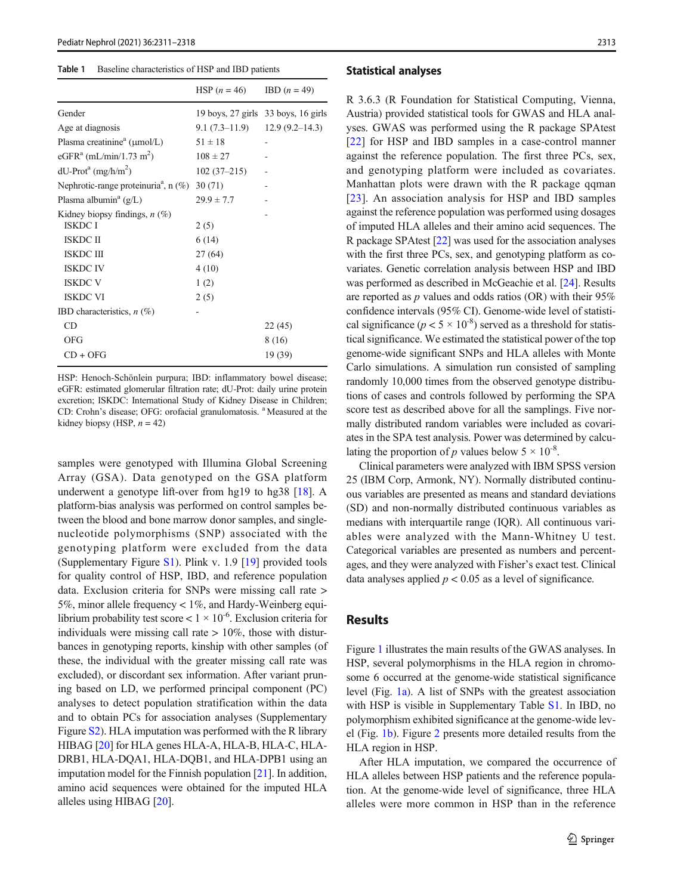**Table 1** Baseline characteristics of HSP and IBD patients

| | HSP ($n = 46$) | IBD ($n = 49$) |
|---|---|---|
| Gender | 19 boys, 27 girls | 33 boys, 16 girls |
| Age at diagnosis | 9.1 (7.3–11.9) | 12.9 (9.2–14.3) |
| Plasma creatinine[a] (μmol/L) | 51 ± 18 | - |
| eGFR[a] (mL/min/1.73 m$^2$) | 108 ± 27 | - |
| dU-Prot[a] (mg/h/m$^2$) | 102 (37–215) | - |
| Nephrotic-range proteinuria[a], n (%) | 30 (71) | - |
| Plasma albumin[a] (g/L) | 29.9 ± 7.7 | - |
| Kidney biopsy findings, *n* (%) | | - |
| ISKDC I | 2 (5) | |
| ISKDC II | 6 (14) | |
| ISKDC III | 27 (64) | |
| ISKDC IV | 4 (10) | |
| ISKDC V | 1 (2) | |
| ISKDC VI | 2 (5) | |
| IBD characteristics, *n* (%) | - | |
| CD | | 22 (45) |
| OFG | | 8 (16) |
| CD + OFG | | 19 (39) |

HSP: Henoch-Schönlein purpura; IBD: inflammatory bowel disease; eGFR: estimated glomerular filtration rate; dU-Prot: daily urine protein excretion; ISKDC: International Study of Kidney Disease in Children; CD: Crohn's disease; OFG: orofacial granulomatosis. [a] Measured at the kidney biopsy (HSP, $n = 42$)

samples were genotyped with Illumina Global Screening Array (GSA). Data genotyped on the GSA platform underwent a genotype lift-over from hg19 to hg38 [18]. A platform-bias analysis was performed on control samples between the blood and bone marrow donor samples, and single-nucleotide polymorphisms (SNP) associated with the genotyping platform were excluded from the data (Supplementary Figure S1). Plink v. 1.9 [19] provided tools for quality control of HSP, IBD, and reference population data. Exclusion criteria for SNPs were missing call rate > 5%, minor allele frequency < 1%, and Hardy-Weinberg equilibrium probability test score < $1 \times 10^{-6}$. Exclusion criteria for individuals were missing call rate > 10%, those with disturbances in genotyping reports, kinship with other samples (of these, the individual with the greater missing call rate was excluded), or discordant sex information. After variant pruning based on LD, we performed principal component (PC) analyses to detect population stratification within the data and to obtain PCs for association analyses (Supplementary Figure S2). HLA imputation was performed with the R library HIBAG [20] for HLA genes HLA-A, HLA-B, HLA-C, HLA-DRB1, HLA-DQA1, HLA-DQB1, and HLA-DPB1 using an imputation model for the Finnish population [21]. In addition, amino acid sequences were obtained for the imputed HLA alleles using HIBAG [20].

## Statistical analyses

R 3.6.3 (R Foundation for Statistical Computing, Vienna, Austria) provided statistical tools for GWAS and HLA analyses. GWAS was performed using the R package SPAtest [22] for HSP and IBD samples in a case-control manner against the reference population. The first three PCs, sex, and genotyping platform were included as covariates. Manhattan plots were drawn with the R package qqman [23]. An association analysis for HSP and IBD samples against the reference population was performed using dosages of imputed HLA alleles and their amino acid sequences. The R package SPAtest [22] was used for the association analyses with the first three PCs, sex, and genotyping platform as covariates. Genetic correlation analysis between HSP and IBD was performed as described in McGeachie et al. [24]. Results are reported as *p* values and odds ratios (OR) with their 95% confidence intervals (95% CI). Genome-wide level of statistical significance ($p < 5 \times 10^{-8}$) served as a threshold for statistical significance. We estimated the statistical power of the top genome-wide significant SNPs and HLA alleles with Monte Carlo simulations. A simulation run consisted of sampling randomly 10,000 times from the observed genotype distributions of cases and controls followed by performing the SPA score test as described above for all the samplings. Five normally distributed random variables were included as covariates in the SPA test analysis. Power was determined by calculating the proportion of *p* values below $5 \times 10^{-8}$.

Clinical parameters were analyzed with IBM SPSS version 25 (IBM Corp, Armonk, NY). Normally distributed continuous variables are presented as means and standard deviations (SD) and non-normally distributed continuous variables as medians with interquartile range (IQR). All continuous variables were analyzed with the Mann-Whitney U test. Categorical variables are presented as numbers and percentages, and they were analyzed with Fisher's exact test. Clinical data analyses applied $p < 0.05$ as a level of significance.

## Results

Figure 1 illustrates the main results of the GWAS analyses. In HSP, several polymorphisms in the HLA region in chromosome 6 occurred at the genome-wide statistical significance level (Fig. 1a). A list of SNPs with the greatest association with HSP is visible in Supplementary Table S1. In IBD, no polymorphism exhibited significance at the genome-wide level (Fig. 1b). Figure 2 presents more detailed results from the HLA region in HSP.

After HLA imputation, we compared the occurrence of HLA alleles between HSP patients and the reference population. At the genome-wide level of significance, three HLA alleles were more common in HSP than in the reference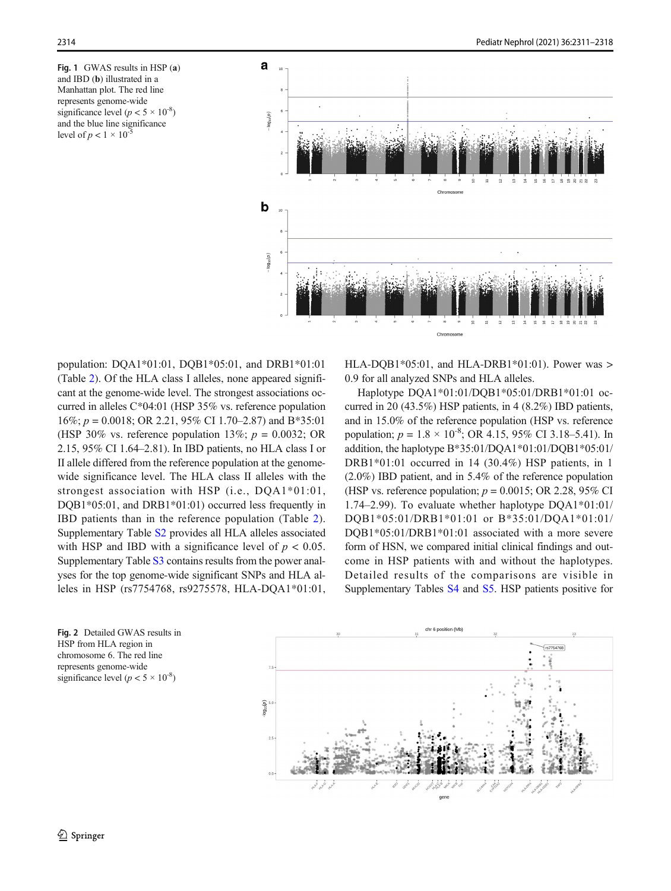Fig. 1 GWAS results in HSP (a) and IBD (b) illustrated in a Manhattan plot. The red line represents genome-wide significance level ($p < 5 \times 10^{-8}$) and the blue line significance level of $p < 1 \times 10^{-5}$

population: DQA1*01:01, DQB1*05:01, and DRB1*01:01 (Table 2). Of the HLA class I alleles, none appeared significant at the genome-wide level. The strongest associations occurred in alleles C*04:01 (HSP 35% vs. reference population 16%; $p = 0.0018$; OR 2.21, 95% CI 1.70–2.87) and B*35:01 (HSP 30% vs. reference population 13%; $p = 0.0032$; OR 2.15, 95% CI 1.64–2.81). In IBD patients, no HLA class I or II allele differed from the reference population at the genome-wide significance level. The HLA class II alleles with the strongest association with HSP (i.e., DQA1*01:01, DQB1*05:01, and DRB1*01:01) occurred less frequently in IBD patients than in the reference population (Table 2). Supplementary Table S2 provides all HLA alleles associated with HSP and IBD with a significance level of $p < 0.05$. Supplementary Table S3 contains results from the power analyses for the top genome-wide significant SNPs and HLA alleles in HSP (rs7754768, rs9275578, HLA-DQA1*01:01, HLA-DQB1*05:01, and HLA-DRB1*01:01). Power was > 0.9 for all analyzed SNPs and HLA alleles.

Haplotype DQA1*01:01/DQB1*05:01/DRB1*01:01 occurred in 20 (43.5%) HSP patients, in 4 (8.2%) IBD patients, and in 15.0% of the reference population (HSP vs. reference population; $p = 1.8 \times 10^{-8}$; OR 4.15, 95% CI 3.18–5.41). In addition, the haplotype B*35:01/DQA1*01:01/DQB1*05:01/DRB1*01:01 occurred in 14 (30.4%) HSP patients, in 1 (2.0%) IBD patient, and in 5.4% of the reference population (HSP vs. reference population; $p = 0.0015$; OR 2.28, 95% CI 1.74–2.99). To evaluate whether haplotype DQA1*01:01/DQB1*05:01/DRB1*01:01 or B*35:01/DQA1*01:01/DQB1*05:01/DRB1*01:01 associated with a more severe form of HSN, we compared initial clinical findings and outcome in HSP patients with and without the haplotypes. Detailed results of the comparisons are visible in Supplementary Tables S4 and S5. HSP patients positive for

Fig. 2 Detailed GWAS results in HSP from HLA region in chromosome 6. The red line represents genome-wide significance level ($p < 5 \times 10^{-8}$)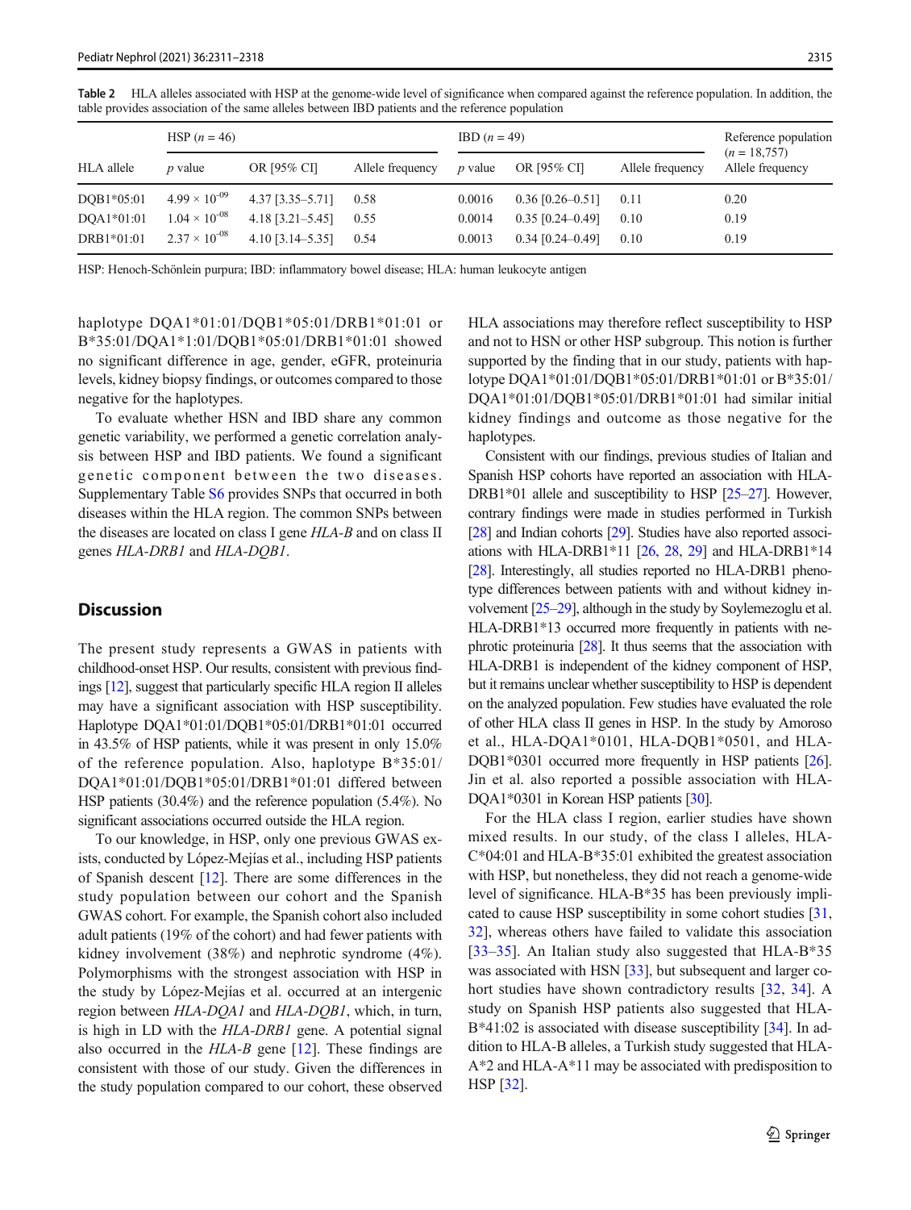**Table 2** HLA alleles associated with HSP at the genome-wide level of significance when compared against the reference population. In addition, the table provides association of the same alleles between IBD patients and the reference population

| HLA allele | HSP ($n$ = 46) | | | IBD ($n$ = 49) | | | Reference population ($n$ = 18,757) |
|---|---|---|---|---|---|---|---|
| | $p$ value | OR [95% CI] | Allele frequency | $p$ value | OR [95% CI] | Allele frequency | Allele frequency |
| DQB1*05:01 | $4.99 \times 10^{-09}$ | 4.37 [3.35–5.71] | 0.58 | 0.0016 | 0.36 [0.26–0.51] | 0.11 | 0.20 |
| DQA1*01:01 | $1.04 \times 10^{-08}$ | 4.18 [3.21–5.45] | 0.55 | 0.0014 | 0.35 [0.24–0.49] | 0.10 | 0.19 |
| DRB1*01:01 | $2.37 \times 10^{-08}$ | 4.10 [3.14–5.35] | 0.54 | 0.0013 | 0.34 [0.24–0.49] | 0.10 | 0.19 |

HSP: Henoch-Schönlein purpura; IBD: inflammatory bowel disease; HLA: human leukocyte antigen

haplotype DQA1*01:01/DQB1*05:01/DRB1*01:01 or B*35:01/DQA1*1:01/DQB1*05:01/DRB1*01:01 showed no significant difference in age, gender, eGFR, proteinuria levels, kidney biopsy findings, or outcomes compared to those negative for the haplotypes.

To evaluate whether HSN and IBD share any common genetic variability, we performed a genetic correlation analysis between HSP and IBD patients. We found a significant genetic component between the two diseases. Supplementary Table S6 provides SNPs that occurred in both diseases within the HLA region. The common SNPs between the diseases are located on class I gene *HLA-B* and on class II genes *HLA-DRB1* and *HLA-DQB1*.

## Discussion

The present study represents a GWAS in patients with childhood-onset HSP. Our results, consistent with previous findings [12], suggest that particularly specific HLA region II alleles may have a significant association with HSP susceptibility. Haplotype DQA1*01:01/DQB1*05:01/DRB1*01:01 occurred in 43.5% of HSP patients, while it was present in only 15.0% of the reference population. Also, haplotype B*35:01/DQA1*01:01/DQB1*05:01/DRB1*01:01 differed between HSP patients (30.4%) and the reference population (5.4%). No significant associations occurred outside the HLA region.

To our knowledge, in HSP, only one previous GWAS exists, conducted by López-Mejías et al., including HSP patients of Spanish descent [12]. There are some differences in the study population between our cohort and the Spanish GWAS cohort. For example, the Spanish cohort also included adult patients (19% of the cohort) and had fewer patients with kidney involvement (38%) and nephrotic syndrome (4%). Polymorphisms with the strongest association with HSP in the study by López-Mejías et al. occurred at an intergenic region between *HLA-DQA1* and *HLA-DQB1*, which, in turn, is high in LD with the *HLA-DRB1* gene. A potential signal also occurred in the *HLA-B* gene [12]. These findings are consistent with those of our study. Given the differences in the study population compared to our cohort, these observed HLA associations may therefore reflect susceptibility to HSP and not to HSN or other HSP subgroup. This notion is further supported by the finding that in our study, patients with haplotype DQA1*01:01/DQB1*05:01/DRB1*01:01 or B*35:01/DQA1*01:01/DQB1*05:01/DRB1*01:01 had similar initial kidney findings and outcome as those negative for the haplotypes.

Consistent with our findings, previous studies of Italian and Spanish HSP cohorts have reported an association with HLA-DRB1*01 allele and susceptibility to HSP [25–27]. However, contrary findings were made in studies performed in Turkish [28] and Indian cohorts [29]. Studies have also reported associations with HLA-DRB1*11 [26, 28, 29] and HLA-DRB1*14 [28]. Interestingly, all studies reported no HLA-DRB1 phenotype differences between patients with and without kidney involvement [25–29], although in the study by Soylemezoglu et al. HLA-DRB1*13 occurred more frequently in patients with nephrotic proteinuria [28]. It thus seems that the association with HLA-DRB1 is independent of the kidney component of HSP, but it remains unclear whether susceptibility to HSP is dependent on the analyzed population. Few studies have evaluated the role of other HLA class II genes in HSP. In the study by Amoroso et al., HLA-DQA1*0101, HLA-DQB1*0501, and HLA-DQB1*0301 occurred more frequently in HSP patients [26]. Jin et al. also reported a possible association with HLA-DQA1*0301 in Korean HSP patients [30].

For the HLA class I region, earlier studies have shown mixed results. In our study, of the class I alleles, HLA-C*04:01 and HLA-B*35:01 exhibited the greatest association with HSP, but nonetheless, they did not reach a genome-wide level of significance. HLA-B*35 has been previously implicated to cause HSP susceptibility in some cohort studies [31, 32], whereas others have failed to validate this association [33–35]. An Italian study also suggested that HLA-B*35 was associated with HSN [33], but subsequent and larger cohort studies have shown contradictory results [32, 34]. A study on Spanish HSP patients also suggested that HLA-B*41:02 is associated with disease susceptibility [34]. In addition to HLA-B alleles, a Turkish study suggested that HLA-A*2 and HLA-A*11 may be associated with predisposition to HSP [32].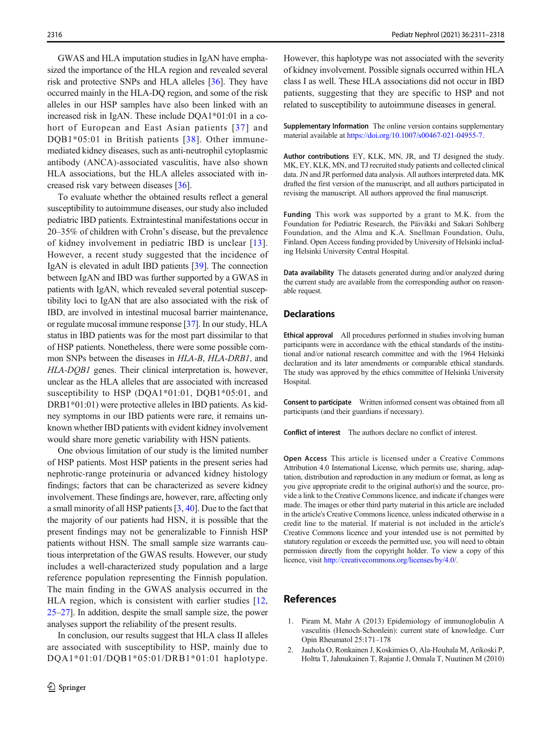GWAS and HLA imputation studies in IgAN have emphasized the importance of the HLA region and revealed several risk and protective SNPs and HLA alleles [36]. They have occurred mainly in the HLA-DQ region, and some of the risk alleles in our HSP samples have also been linked with an increased risk in IgAN. These include DQA1*01:01 in a cohort of European and East Asian patients [37] and DQB1*05:01 in British patients [38]. Other immune-mediated kidney diseases, such as anti-neutrophil cytoplasmic antibody (ANCA)-associated vasculitis, have also shown HLA associations, but the HLA alleles associated with increased risk vary between diseases [36].

To evaluate whether the obtained results reflect a general susceptibility to autoimmune diseases, our study also included pediatric IBD patients. Extraintestinal manifestations occur in 20–35% of children with Crohn's disease, but the prevalence of kidney involvement in pediatric IBD is unclear [13]. However, a recent study suggested that the incidence of IgAN is elevated in adult IBD patients [39]. The connection between IgAN and IBD was further supported by a GWAS in patients with IgAN, which revealed several potential susceptibility loci to IgAN that are also associated with the risk of IBD, are involved in intestinal mucosal barrier maintenance, or regulate mucosal immune response [37]. In our study, HLA status in IBD patients was for the most part dissimilar to that of HSP patients. Nonetheless, there were some possible common SNPs between the diseases in *HLA-B*, *HLA-DRB1*, and *HLA-DQB1* genes. Their clinical interpretation is, however, unclear as the HLA alleles that are associated with increased susceptibility to HSP (DQA1*01:01, DQB1*05:01, and DRB1*01:01) were protective alleles in IBD patients. As kidney symptoms in our IBD patients were rare, it remains unknown whether IBD patients with evident kidney involvement would share more genetic variability with HSN patients.

One obvious limitation of our study is the limited number of HSP patients. Most HSP patients in the present series had nephrotic-range proteinuria or advanced kidney histology findings; factors that can be characterized as severe kidney involvement. These findings are, however, rare, affecting only a small minority of all HSP patients [3, 40]. Due to the fact that the majority of our patients had HSN, it is possible that the present findings may not be generalizable to Finnish HSP patients without HSN. The small sample size warrants cautious interpretation of the GWAS results. However, our study includes a well-characterized study population and a large reference population representing the Finnish population. The main finding in the GWAS analysis occurred in the HLA region, which is consistent with earlier studies [12, 25–27]. In addition, despite the small sample size, the power analyses support the reliability of the present results.

In conclusion, our results suggest that HLA class II alleles are associated with susceptibility to HSP, mainly due to DQA1*01:01/DQB1*05:01/DRB1*01:01 haplotype. However, this haplotype was not associated with the severity of kidney involvement. Possible signals occurred within HLA class I as well. These HLA associations did not occur in IBD patients, suggesting that they are specific to HSP and not related to susceptibility to autoimmune diseases in general.

**Supplementary Information** The online version contains supplementary material available at https://doi.org/10.1007/s00467-021-04955-7.

**Author contributions** EY, KLK, MN, JR, and TJ designed the study. MK, EY, KLK, MN, and TJ recruited study patients and collected clinical data. JN and JR performed data analysis. All authors interpreted data. MK drafted the first version of the manuscript, and all authors participated in revising the manuscript. All authors approved the final manuscript.

**Funding** This work was supported by a grant to M.K. from the Foundation for Pediatric Research, the Päivikki and Sakari Sohlberg Foundation, and the Alma and K.A. Snellman Foundation, Oulu, Finland. Open Access funding provided by University of Helsinki including Helsinki University Central Hospital.

**Data availability** The datasets generated during and/or analyzed during the current study are available from the corresponding author on reasonable request.

## Declarations

**Ethical approval** All procedures performed in studies involving human participants were in accordance with the ethical standards of the institutional and/or national research committee and with the 1964 Helsinki declaration and its later amendments or comparable ethical standards. The study was approved by the ethics committee of Helsinki University Hospital.

**Consent to participate** Written informed consent was obtained from all participants (and their guardians if necessary).

**Conflict of interest** The authors declare no conflict of interest.

**Open Access** This article is licensed under a Creative Commons Attribution 4.0 International License, which permits use, sharing, adaptation, distribution and reproduction in any medium or format, as long as you give appropriate credit to the original author(s) and the source, provide a link to the Creative Commons licence, and indicate if changes were made. The images or other third party material in this article are included in the article's Creative Commons licence, unless indicated otherwise in a credit line to the material. If material is not included in the article's Creative Commons licence and your intended use is not permitted by statutory regulation or exceeds the permitted use, you will need to obtain permission directly from the copyright holder. To view a copy of this licence, visit http://creativecommons.org/licenses/by/4.0/.

## References

1. Piram M, Mahr A (2013) Epidemiology of immunoglobulin A vasculitis (Henoch-Schonlein): current state of knowledge. Curr Opin Rheumatol 25:171–178
2. Jauhola O, Ronkainen J, Koskimies O, Ala-Houhala M, Arikoski P, Holtta T, Jahnukainen T, Rajantie J, Ormala T, Nuutinen M (2010)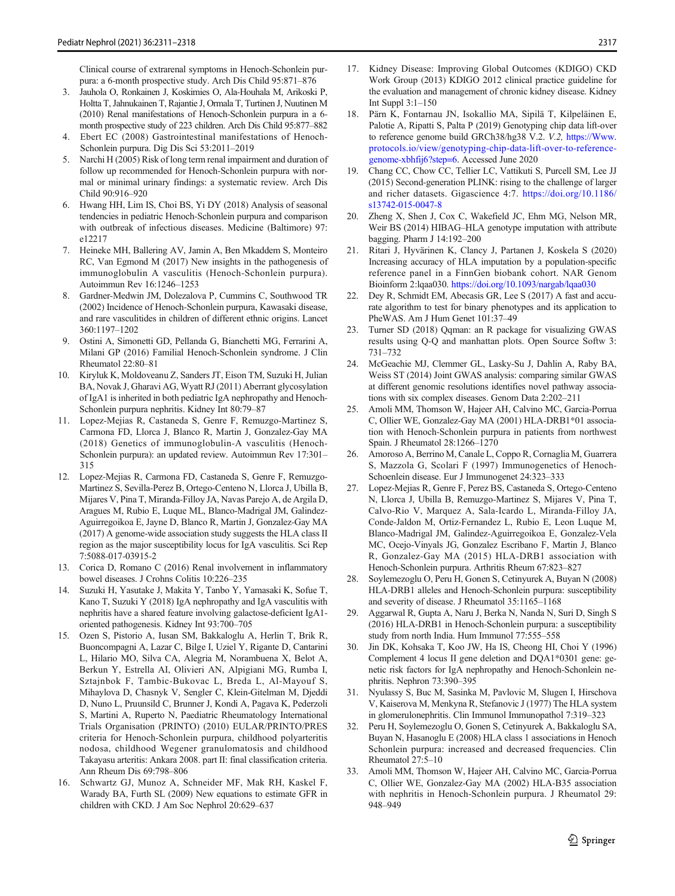Clinical course of extrarenal symptoms in Henoch-Schonlein purpura: a 6-month prospective study. Arch Dis Child 95:871–876

3. Jauhola O, Ronkainen J, Koskimies O, Ala-Houhala M, Arikoski P, Holtta T, Jahnukainen T, Rajantie J, Ormala T, Turtinen J, Nuutinen M (2010) Renal manifestations of Henoch-Schonlein purpura in a 6-month prospective study of 223 children. Arch Dis Child 95:877–882
4. Ebert EC (2008) Gastrointestinal manifestations of Henoch-Schonlein purpura. Dig Dis Sci 53:2011–2019
5. Narchi H (2005) Risk of long term renal impairment and duration of follow up recommended for Henoch-Schonlein purpura with normal or minimal urinary findings: a systematic review. Arch Dis Child 90:916–920
6. Hwang HH, Lim IS, Choi BS, Yi DY (2018) Analysis of seasonal tendencies in pediatric Henoch-Schonlein purpura and comparison with outbreak of infectious diseases. Medicine (Baltimore) 97: e12217
7. Heineke MH, Ballering AV, Jamin A, Ben Mkaddem S, Monteiro RC, Van Egmond M (2017) New insights in the pathogenesis of immunoglobulin A vasculitis (Henoch-Schonlein purpura). Autoimmun Rev 16:1246–1253
8. Gardner-Medwin JM, Dolezalova P, Cummins C, Southwood TR (2002) Incidence of Henoch-Schonlein purpura, Kawasaki disease, and rare vasculitides in children of different ethnic origins. Lancet 360:1197–1202
9. Ostini A, Simonetti GD, Pellanda G, Bianchetti MG, Ferrarini A, Milani GP (2016) Familial Henoch-Schonlein syndrome. J Clin Rheumatol 22:80–81
10. Kiryluk K, Moldoveanu Z, Sanders JT, Eison TM, Suzuki H, Julian BA, Novak J, Gharavi AG, Wyatt RJ (2011) Aberrant glycosylation of IgA1 is inherited in both pediatric IgA nephropathy and Henoch-Schonlein purpura nephritis. Kidney Int 80:79–87
11. Lopez-Mejias R, Castaneda S, Genre F, Remuzgo-Martinez S, Carmona FD, Llorca J, Blanco R, Martin J, Gonzalez-Gay MA (2018) Genetics of immunoglobulin-A vasculitis (Henoch-Schonlein purpura): an updated review. Autoimmun Rev 17:301–315
12. Lopez-Mejias R, Carmona FD, Castaneda S, Genre F, Remuzgo-Martinez S, Sevilla-Perez B, Ortego-Centeno N, Llorca J, Ubilla B, Mijares V, Pina T, Miranda-Filloy JA, Navas Parejo A, de Argila D, Aragues M, Rubio E, Luque ML, Blanco-Madrigal JM, Galindez-Aguirregoikoa E, Jayne D, Blanco R, Martin J, Gonzalez-Gay MA (2017) A genome-wide association study suggests the HLA class II region as the major susceptibility locus for IgA vasculitis. Sci Rep 7:5088-017-03915-2
13. Corica D, Romano C (2016) Renal involvement in inflammatory bowel diseases. J Crohns Colitis 10:226–235
14. Suzuki H, Yasutake J, Makita Y, Tanbo Y, Yamasaki K, Sofue T, Kano T, Suzuki Y (2018) IgA nephropathy and IgA vasculitis with nephritis have a shared feature involving galactose-deficient IgA1-oriented pathogenesis. Kidney Int 93:700–705
15. Ozen S, Pistorio A, Iusan SM, Bakkaloglu A, Herlin T, Brik R, Buoncompagni A, Lazar C, Bilge I, Uziel Y, Rigante D, Cantarini L, Hilario MO, Silva CA, Alegria M, Norambuena X, Belot A, Berkun Y, Estrella AI, Olivieri AN, Alpigiani MG, Rumba I, Sztajnbok F, Tambic-Bukovac L, Breda L, Al-Mayouf S, Mihaylova D, Chasnyk V, Sengler C, Klein-Gitelman M, Djeddi D, Nuno L, Pruunsild C, Brunner J, Kondi A, Pagava K, Pederzoli S, Martini A, Ruperto N, Paediatric Rheumatology International Trials Organisation (PRINTO) (2010) EULAR/PRINTO/PRES criteria for Henoch-Schonlein purpura, childhood polyarteritis nodosa, childhood Wegener granulomatosis and childhood Takayasu arteritis: Ankara 2008. part II: final classification criteria. Ann Rheum Dis 69:798–806
16. Schwartz GJ, Munoz A, Schneider MF, Mak RH, Kaskel F, Warady BA, Furth SL (2009) New equations to estimate GFR in children with CKD. J Am Soc Nephrol 20:629–637
17. Kidney Disease: Improving Global Outcomes (KDIGO) CKD Work Group (2013) KDIGO 2012 clinical practice guideline for the evaluation and management of chronic kidney disease. Kidney Int Suppl 3:1–150
18. Pärn K, Fontarnau JN, Isokallio MA, Sipilä T, Kilpeläinen E, Palotie A, Ripatti S, Palta P (2019) Genotyping chip data lift-over to reference genome build GRCh38/hg38 V.2. *V.2,* https://Www.protocols.io/view/genotyping-chip-data-lift-over-to-reference-genome-xbhfij6?step=6. Accessed June 2020
19. Chang CC, Chow CC, Tellier LC, Vattikuti S, Purcell SM, Lee JJ (2015) Second-generation PLINK: rising to the challenge of larger and richer datasets. Gigascience 4:7. https://doi.org/10.1186/s13742-015-0047-8
20. Zheng X, Shen J, Cox C, Wakefield JC, Ehm MG, Nelson MR, Weir BS (2014) HIBAG–HLA genotype imputation with attribute bagging. Pharm J 14:192–200
21. Ritari J, Hyvärinen K, Clancy J, Partanen J, Koskela S (2020) Increasing accuracy of HLA imputation by a population-specific reference panel in a FinnGen biobank cohort. NAR Genom Bioinform 2:lqaa030. https://doi.org/10.1093/nargab/lqaa030
22. Dey R, Schmidt EM, Abecasis GR, Lee S (2017) A fast and accurate algorithm to test for binary phenotypes and its application to PheWAS. Am J Hum Genet 101:37–49
23. Turner SD (2018) Qqman: an R package for visualizing GWAS results using Q-Q and manhattan plots. Open Source Softw 3: 731–732
24. McGeachie MJ, Clemmer GL, Lasky-Su J, Dahlin A, Raby BA, Weiss ST (2014) Joint GWAS analysis: comparing similar GWAS at different genomic resolutions identifies novel pathway associations with six complex diseases. Genom Data 2:202–211
25. Amoli MM, Thomson W, Hajeer AH, Calvino MC, Garcia-Porrua C, Ollier WE, Gonzalez-Gay MA (2001) HLA-DRB1*01 association with Henoch-Schonlein purpura in patients from northwest Spain. J Rheumatol 28:1266–1270
26. Amoroso A, Berrino M, Canale L, Coppo R, Cornaglia M, Guarrera S, Mazzola G, Scolari F (1997) Immunogenetics of Henoch-Schoenlein disease. Eur J Immunogenet 24:323–333
27. Lopez-Mejias R, Genre F, Perez BS, Castaneda S, Ortego-Centeno N, Llorca J, Ubilla B, Remuzgo-Martinez S, Mijares V, Pina T, Calvo-Rio V, Marquez A, Sala-Icardo L, Miranda-Filloy JA, Conde-Jaldon M, Ortiz-Fernandez L, Rubio E, Leon Luque M, Blanco-Madrigal JM, Galindez-Aguirregoikoa E, Gonzalez-Vela MC, Ocejo-Vinyals JG, Gonzalez Escribano F, Martin J, Blanco R, Gonzalez-Gay MA (2015) HLA-DRB1 association with Henoch-Schonlein purpura. Arthritis Rheum 67:823–827
28. Soylemezoglu O, Peru H, Gonen S, Cetinyurek A, Buyan N (2008) HLA-DRB1 alleles and Henoch-Schonlein purpura: susceptibility and severity of disease. J Rheumatol 35:1165–1168
29. Aggarwal R, Gupta A, Naru J, Berka N, Nanda N, Suri D, Singh S (2016) HLA-DRB1 in Henoch-Schonlein purpura: a susceptibility study from north India. Hum Immunol 77:555–558
30. Jin DK, Kohsaka T, Koo JW, Ha IS, Cheong HI, Choi Y (1996) Complement 4 locus II gene deletion and DQA1*0301 gene: genetic risk factors for IgA nephropathy and Henoch-Schonlein nephritis. Nephron 73:390–395
31. Nyulassy S, Buc M, Sasinka M, Pavlovic M, Slugen I, Hirschova V, Kaiserova M, Menkyna R, Stefanovic J (1977) The HLA system in glomerulonephritis. Clin Immunol Immunopathol 7:319–323
32. Peru H, Soylemezoglu O, Gonen S, Cetinyurek A, Bakkaloglu SA, Buyan N, Hasanoglu E (2008) HLA class 1 associations in Henoch Schonlein purpura: increased and decreased frequencies. Clin Rheumatol 27:5–10
33. Amoli MM, Thomson W, Hajeer AH, Calvino MC, Garcia-Porrua C, Ollier WE, Gonzalez-Gay MA (2002) HLA-B35 association with nephritis in Henoch-Schonlein purpura. J Rheumatol 29: 948–949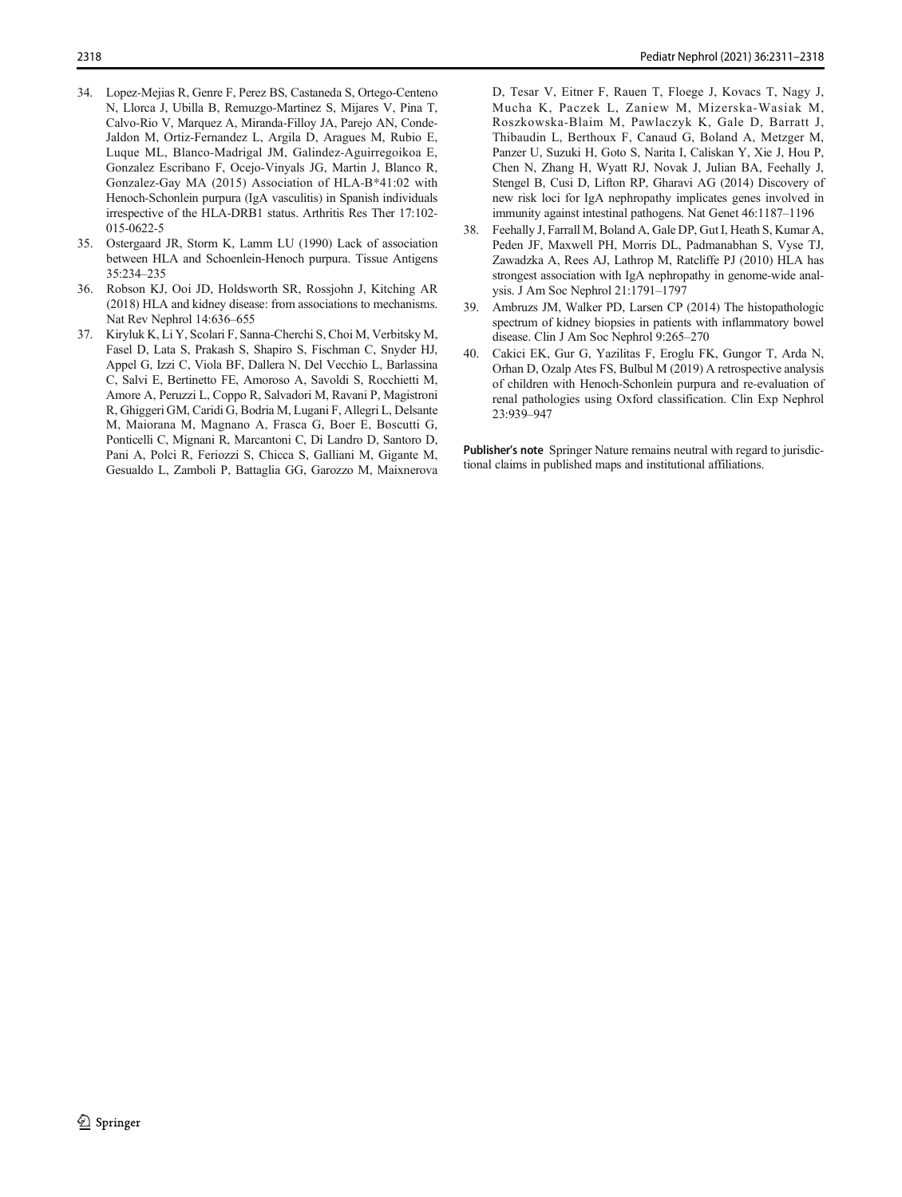34. Lopez-Mejias R, Genre F, Perez BS, Castaneda S, Ortego-Centeno N, Llorca J, Ubilla B, Remuzgo-Martinez S, Mijares V, Pina T, Calvo-Rio V, Marquez A, Miranda-Filloy JA, Parejo AN, Conde-Jaldon M, Ortiz-Fernandez L, Argila D, Aragues M, Rubio E, Luque ML, Blanco-Madrigal JM, Galindez-Aguirregoikoa E, Gonzalez Escribano F, Ocejo-Vinyals JG, Martin J, Blanco R, Gonzalez-Gay MA (2015) Association of HLA-B*41:02 with Henoch-Schonlein purpura (IgA vasculitis) in Spanish individuals irrespective of the HLA-DRB1 status. Arthritis Res Ther 17:102-015-0622-5
35. Ostergaard JR, Storm K, Lamm LU (1990) Lack of association between HLA and Schoenlein-Henoch purpura. Tissue Antigens 35:234–235
36. Robson KJ, Ooi JD, Holdsworth SR, Rossjohn J, Kitching AR (2018) HLA and kidney disease: from associations to mechanisms. Nat Rev Nephrol 14:636–655
37. Kiryluk K, Li Y, Scolari F, Sanna-Cherchi S, Choi M, Verbitsky M, Fasel D, Lata S, Prakash S, Shapiro S, Fischman C, Snyder HJ, Appel G, Izzi C, Viola BF, Dallera N, Del Vecchio L, Barlassina C, Salvi E, Bertinetto FE, Amoroso A, Savoldi S, Rocchietti M, Amore A, Peruzzi L, Coppo R, Salvadori M, Ravani P, Magistroni R, Ghiggeri GM, Caridi G, Bodria M, Lugani F, Allegri L, Delsante M, Maiorana M, Magnano A, Frasca G, Boer E, Boscutti G, Ponticelli C, Mignani R, Marcantoni C, Di Landro D, Santoro D, Pani A, Polci R, Feriozzi S, Chicca S, Galliani M, Gigante M, Gesualdo L, Zamboli P, Battaglia GG, Garozzo M, Maixnerova D, Tesar V, Eitner F, Rauen T, Floege J, Kovacs T, Nagy J, Mucha K, Paczek L, Zaniew M, Mizerska-Wasiak M, Roszkowska-Blaim M, Pawlaczyk K, Gale D, Barratt J, Thibaudin L, Berthoux F, Canaud G, Boland A, Metzger M, Panzer U, Suzuki H, Goto S, Narita I, Caliskan Y, Xie J, Hou P, Chen N, Zhang H, Wyatt RJ, Novak J, Julian BA, Feehally J, Stengel B, Cusi D, Lifton RP, Gharavi AG (2014) Discovery of new risk loci for IgA nephropathy implicates genes involved in immunity against intestinal pathogens. Nat Genet 46:1187–1196
38. Feehally J, Farrall M, Boland A, Gale DP, Gut I, Heath S, Kumar A, Peden JF, Maxwell PH, Morris DL, Padmanabhan S, Vyse TJ, Zawadzka A, Rees AJ, Lathrop M, Ratcliffe PJ (2010) HLA has strongest association with IgA nephropathy in genome-wide analysis. J Am Soc Nephrol 21:1791–1797
39. Ambruzs JM, Walker PD, Larsen CP (2014) The histopathologic spectrum of kidney biopsies in patients with inflammatory bowel disease. Clin J Am Soc Nephrol 9:265–270
40. Cakici EK, Gur G, Yazilitas F, Eroglu FK, Gungor T, Arda N, Orhan D, Ozalp Ates FS, Bulbul M (2019) A retrospective analysis of children with Henoch-Schonlein purpura and re-evaluation of renal pathologies using Oxford classification. Clin Exp Nephrol 23:939–947

**Publisher's note** Springer Nature remains neutral with regard to jurisdictional claims in published maps and institutional affiliations.